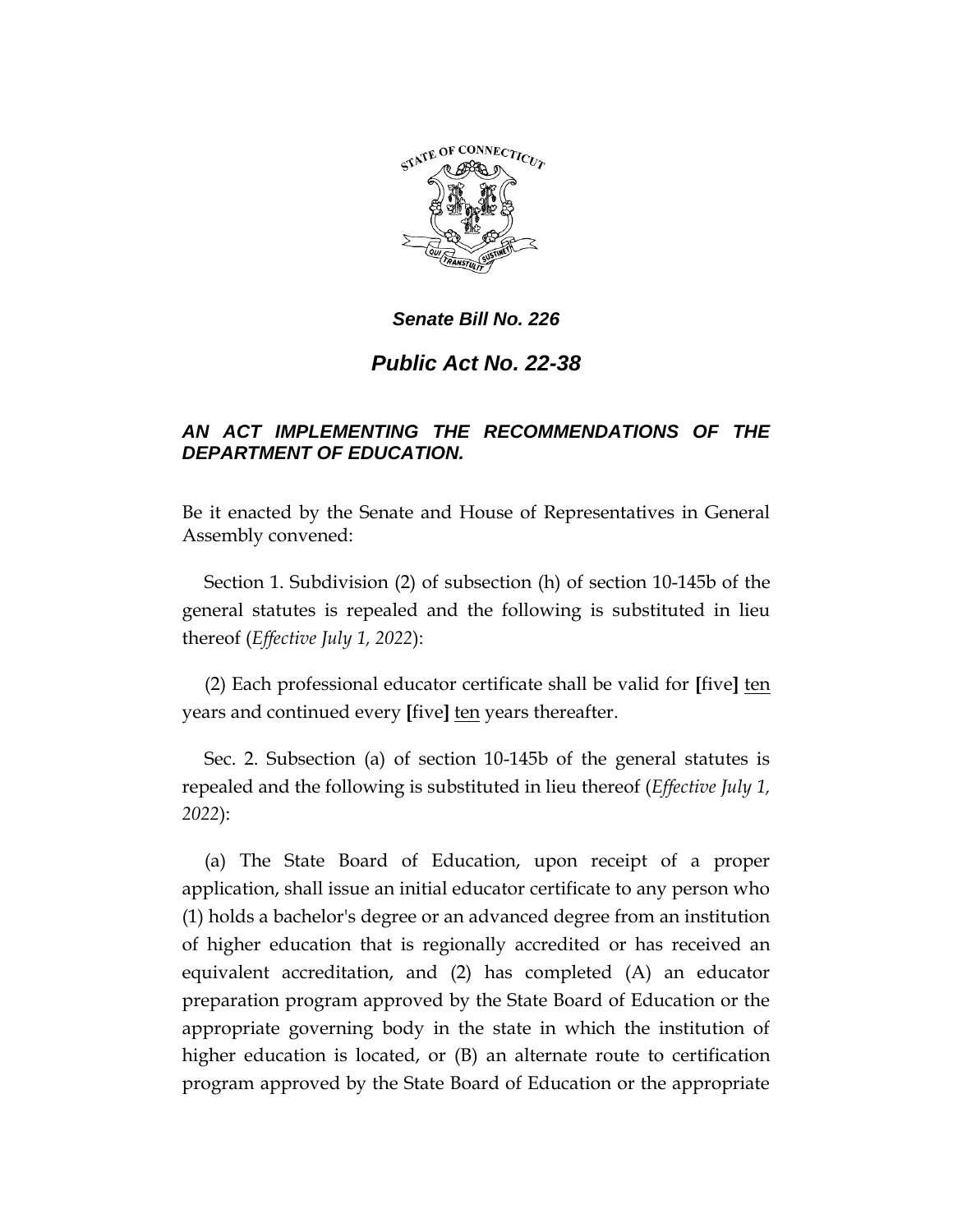***Senate Bill No. 226***

# *Public Act No. 22-38*

## *AN ACT IMPLEMENTING THE RECOMMENDATIONS OF THE DEPARTMENT OF EDUCATION.*

Be it enacted by the Senate and House of Representatives in General Assembly convened:

Section 1. Subdivision (2) of subsection (h) of section 10-145b of the general statutes is repealed and the following is substituted in lieu thereof (*Effective July 1, 2022*):

(2) Each professional educator certificate shall be valid for **[**five**]** <u>ten</u> years and continued every **[**five**]** <u>ten</u> years thereafter.

Sec. 2. Subsection (a) of section 10-145b of the general statutes is repealed and the following is substituted in lieu thereof (*Effective July 1, 2022*):

(a) The State Board of Education, upon receipt of a proper application, shall issue an initial educator certificate to any person who (1) holds a bachelor's degree or an advanced degree from an institution of higher education that is regionally accredited or has received an equivalent accreditation, and (2) has completed (A) an educator preparation program approved by the State Board of Education or the appropriate governing body in the state in which the institution of higher education is located, or (B) an alternate route to certification program approved by the State Board of Education or the appropriate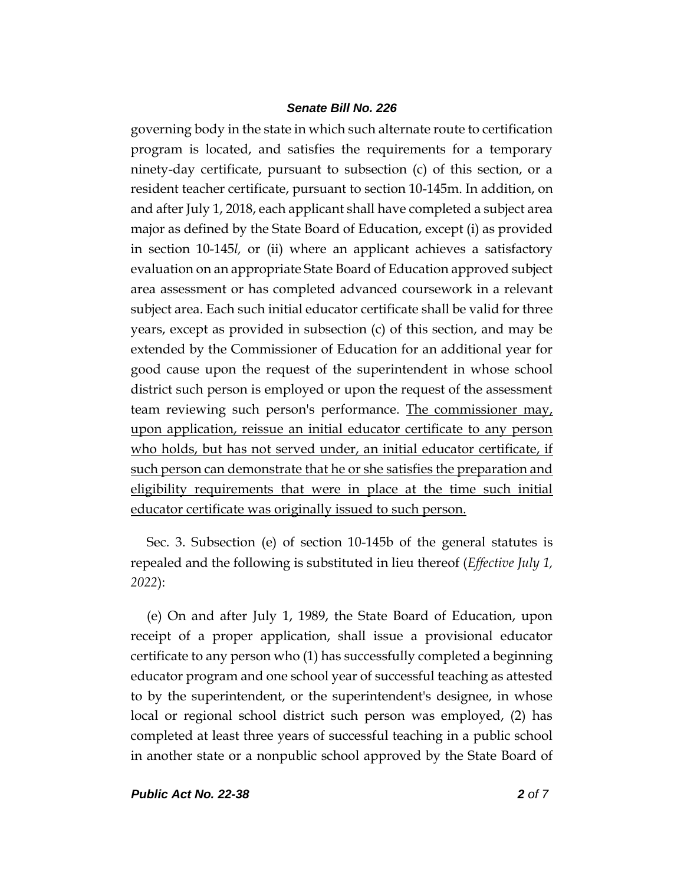governing body in the state in which such alternate route to certification program is located, and satisfies the requirements for a temporary ninety-day certificate, pursuant to subsection (c) of this section, or a resident teacher certificate, pursuant to section 10-145m. In addition, on and after July 1, 2018, each applicant shall have completed a subject area major as defined by the State Board of Education, except (i) as provided in section 10-145*l,* or (ii) where an applicant achieves a satisfactory evaluation on an appropriate State Board of Education approved subject area assessment or has completed advanced coursework in a relevant subject area. Each such initial educator certificate shall be valid for three years, except as provided in subsection (c) of this section, and may be extended by the Commissioner of Education for an additional year for good cause upon the request of the superintendent in whose school district such person is employed or upon the request of the assessment team reviewing such person's performance. <u>The commissioner may, upon application, reissue an initial educator certificate to any person who holds, but has not served under, an initial educator certificate, if such person can demonstrate that he or she satisfies the preparation and eligibility requirements that were in place at the time such initial educator certificate was originally issued to such person.</u>

Sec. 3. Subsection (e) of section 10-145b of the general statutes is repealed and the following is substituted in lieu thereof (*Effective July 1, 2022*):

(e) On and after July 1, 1989, the State Board of Education, upon receipt of a proper application, shall issue a provisional educator certificate to any person who (1) has successfully completed a beginning educator program and one school year of successful teaching as attested to by the superintendent, or the superintendent's designee, in whose local or regional school district such person was employed, (2) has completed at least three years of successful teaching in a public school in another state or a nonpublic school approved by the State Board of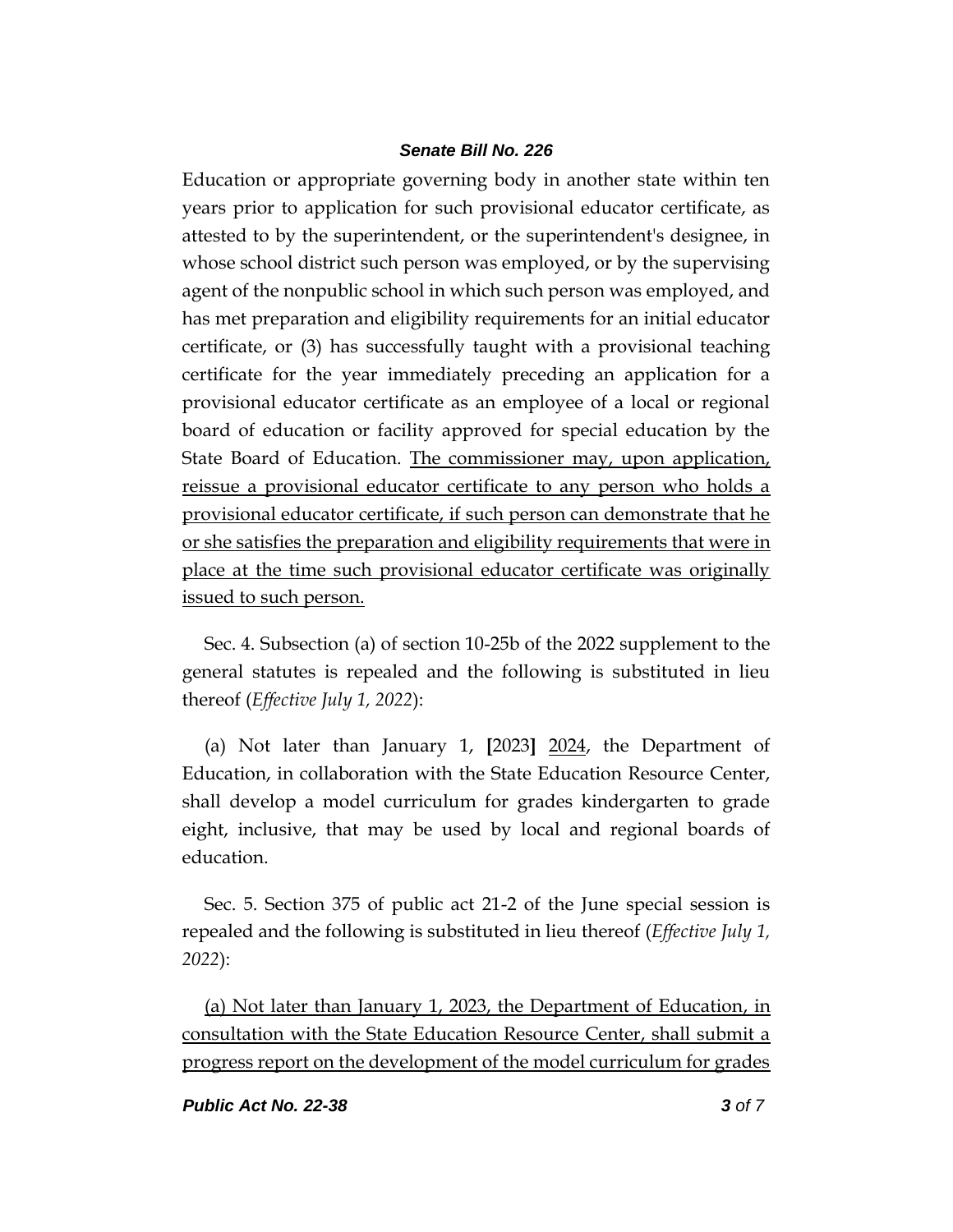Education or appropriate governing body in another state within ten years prior to application for such provisional educator certificate, as attested to by the superintendent, or the superintendent's designee, in whose school district such person was employed, or by the supervising agent of the nonpublic school in which such person was employed, and has met preparation and eligibility requirements for an initial educator certificate, or (3) has successfully taught with a provisional teaching certificate for the year immediately preceding an application for a provisional educator certificate as an employee of a local or regional board of education or facility approved for special education by the State Board of Education. <u>The commissioner may, upon application, reissue a provisional educator certificate to any person who holds a provisional educator certificate, if such person can demonstrate that he or she satisfies the preparation and eligibility requirements that were in place at the time such provisional educator certificate was originally issued to such person.</u>

Sec. 4. Subsection (a) of section 10-25b of the 2022 supplement to the general statutes is repealed and the following is substituted in lieu thereof (*Effective July 1, 2022*):

(a) Not later than January 1, **[**2023**]** <u>2024</u>, the Department of Education, in collaboration with the State Education Resource Center, shall develop a model curriculum for grades kindergarten to grade eight, inclusive, that may be used by local and regional boards of education.

Sec. 5. Section 375 of public act 21-2 of the June special session is repealed and the following is substituted in lieu thereof (*Effective July 1, 2022*):

<u>(a) Not later than January 1, 2023, the Department of Education, in consultation with the State Education Resource Center, shall submit a progress report on the development of the model curriculum for grades</u>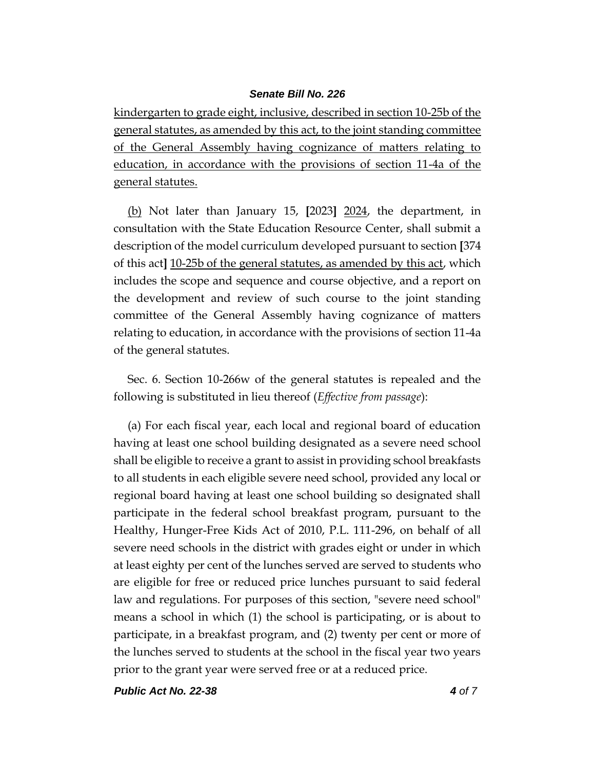kindergarten to grade eight, inclusive, described in section 10-25b of the general statutes, as amended by this act, to the joint standing committee of the General Assembly having cognizance of matters relating to education, in accordance with the provisions of section 11-4a of the general statutes.

(b) Not later than January 15, [2023] 2024, the department, in consultation with the State Education Resource Center, shall submit a description of the model curriculum developed pursuant to section [374 of this act] 10-25b of the general statutes, as amended by this act, which includes the scope and sequence and course objective, and a report on the development and review of such course to the joint standing committee of the General Assembly having cognizance of matters relating to education, in accordance with the provisions of section 11-4a of the general statutes.

Sec. 6. Section 10-266w of the general statutes is repealed and the following is substituted in lieu thereof (*Effective from passage*):

(a) For each fiscal year, each local and regional board of education having at least one school building designated as a severe need school shall be eligible to receive a grant to assist in providing school breakfasts to all students in each eligible severe need school, provided any local or regional board having at least one school building so designated shall participate in the federal school breakfast program, pursuant to the Healthy, Hunger-Free Kids Act of 2010, P.L. 111-296, on behalf of all severe need schools in the district with grades eight or under in which at least eighty per cent of the lunches served are served to students who are eligible for free or reduced price lunches pursuant to said federal law and regulations. For purposes of this section, "severe need school" means a school in which (1) the school is participating, or is about to participate, in a breakfast program, and (2) twenty per cent or more of the lunches served to students at the school in the fiscal year two years prior to the grant year were served free or at a reduced price.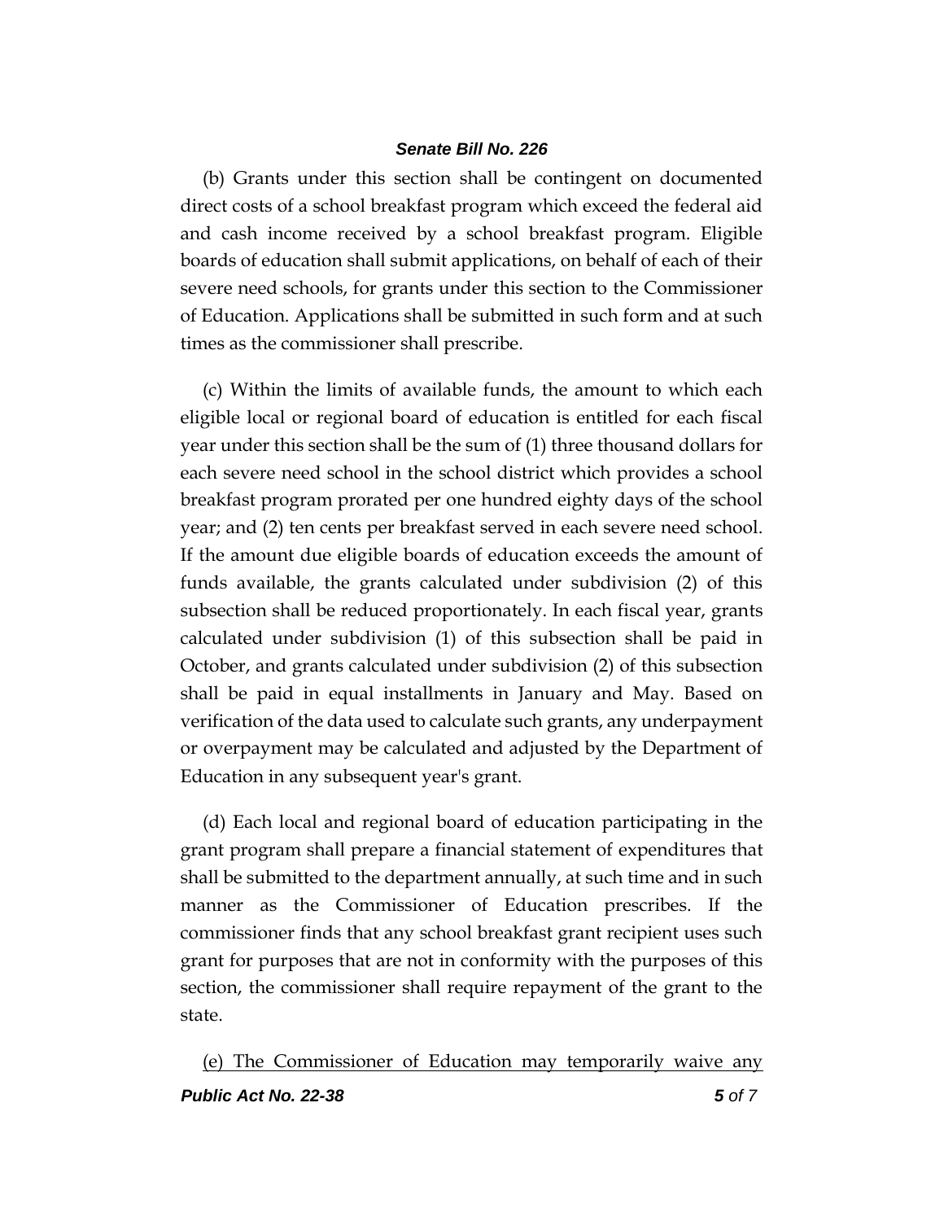(b) Grants under this section shall be contingent on documented direct costs of a school breakfast program which exceed the federal aid and cash income received by a school breakfast program. Eligible boards of education shall submit applications, on behalf of each of their severe need schools, for grants under this section to the Commissioner of Education. Applications shall be submitted in such form and at such times as the commissioner shall prescribe.

(c) Within the limits of available funds, the amount to which each eligible local or regional board of education is entitled for each fiscal year under this section shall be the sum of (1) three thousand dollars for each severe need school in the school district which provides a school breakfast program prorated per one hundred eighty days of the school year; and (2) ten cents per breakfast served in each severe need school. If the amount due eligible boards of education exceeds the amount of funds available, the grants calculated under subdivision (2) of this subsection shall be reduced proportionately. In each fiscal year, grants calculated under subdivision (1) of this subsection shall be paid in October, and grants calculated under subdivision (2) of this subsection shall be paid in equal installments in January and May. Based on verification of the data used to calculate such grants, any underpayment or overpayment may be calculated and adjusted by the Department of Education in any subsequent year's grant.

(d) Each local and regional board of education participating in the grant program shall prepare a financial statement of expenditures that shall be submitted to the department annually, at such time and in such manner as the Commissioner of Education prescribes. If the commissioner finds that any school breakfast grant recipient uses such grant for purposes that are not in conformity with the purposes of this section, the commissioner shall require repayment of the grant to the state.

<u>(e) The Commissioner of Education may temporarily waive any</u>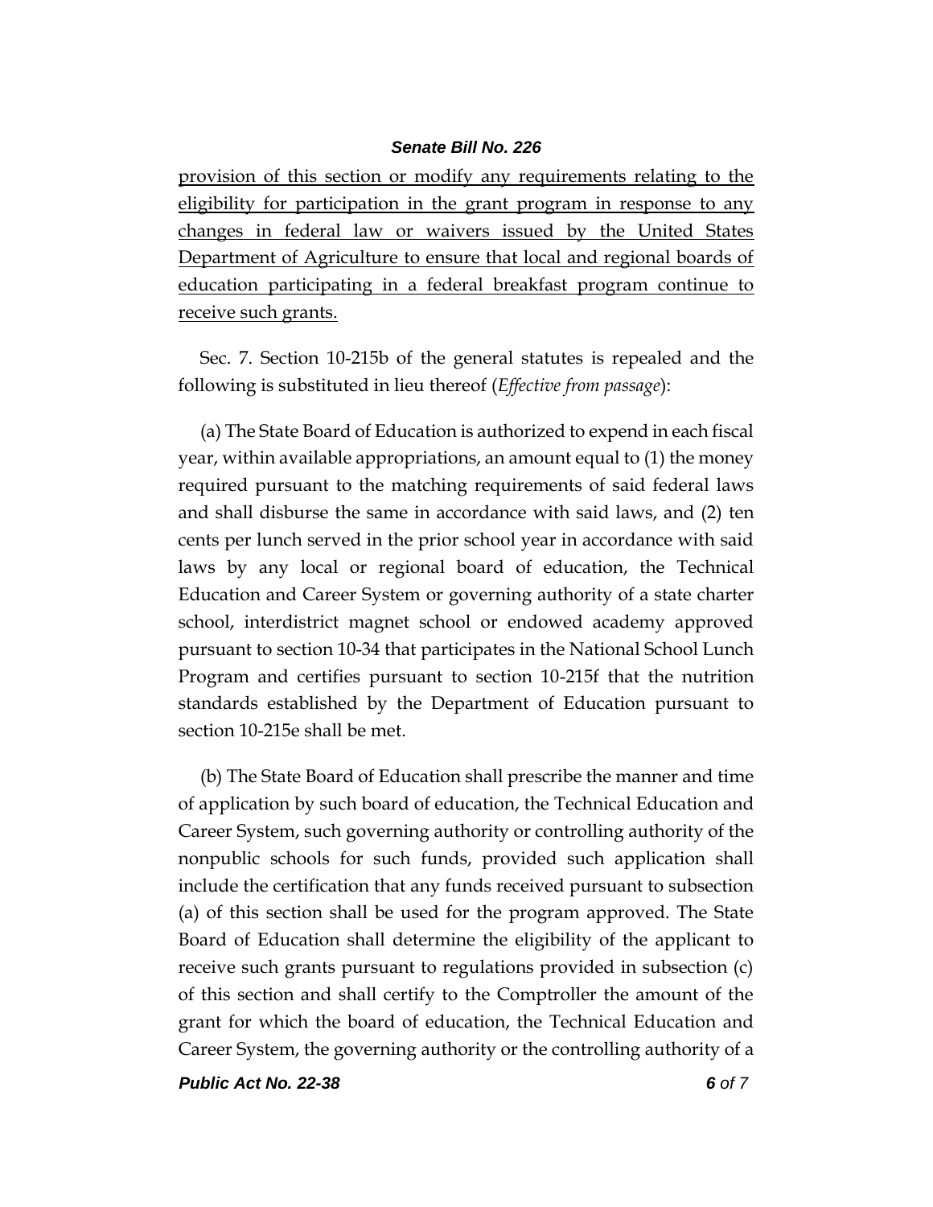provision of this section or modify any requirements relating to the eligibility for participation in the grant program in response to any changes in federal law or waivers issued by the United States Department of Agriculture to ensure that local and regional boards of education participating in a federal breakfast program continue to receive such grants.

Sec. 7. Section 10-215b of the general statutes is repealed and the following is substituted in lieu thereof (*Effective from passage*):

(a) The State Board of Education is authorized to expend in each fiscal year, within available appropriations, an amount equal to (1) the money required pursuant to the matching requirements of said federal laws and shall disburse the same in accordance with said laws, and (2) ten cents per lunch served in the prior school year in accordance with said laws by any local or regional board of education, the Technical Education and Career System or governing authority of a state charter school, interdistrict magnet school or endowed academy approved pursuant to section 10-34 that participates in the National School Lunch Program and certifies pursuant to section 10-215f that the nutrition standards established by the Department of Education pursuant to section 10-215e shall be met.

(b) The State Board of Education shall prescribe the manner and time of application by such board of education, the Technical Education and Career System, such governing authority or controlling authority of the nonpublic schools for such funds, provided such application shall include the certification that any funds received pursuant to subsection (a) of this section shall be used for the program approved. The State Board of Education shall determine the eligibility of the applicant to receive such grants pursuant to regulations provided in subsection (c) of this section and shall certify to the Comptroller the amount of the grant for which the board of education, the Technical Education and Career System, the governing authority or the controlling authority of a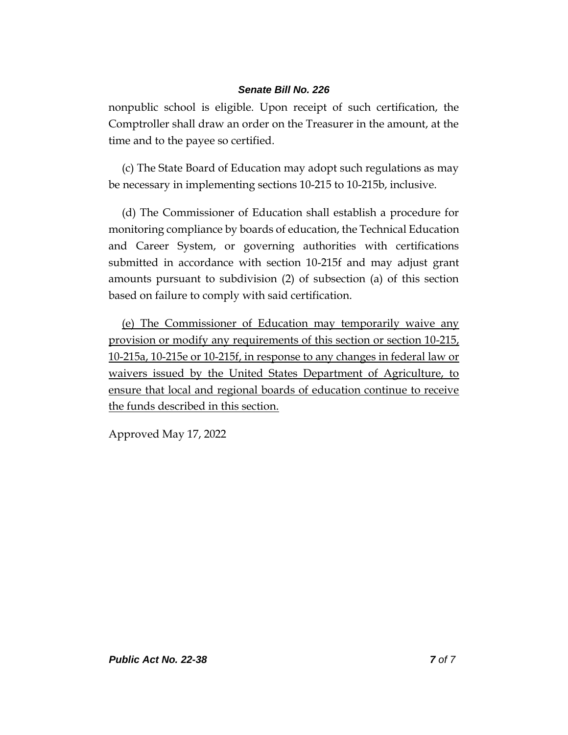nonpublic school is eligible. Upon receipt of such certification, the Comptroller shall draw an order on the Treasurer in the amount, at the time and to the payee so certified.

(c) The State Board of Education may adopt such regulations as may be necessary in implementing sections 10-215 to 10-215b, inclusive.

(d) The Commissioner of Education shall establish a procedure for monitoring compliance by boards of education, the Technical Education and Career System, or governing authorities with certifications submitted in accordance with section 10-215f and may adjust grant amounts pursuant to subdivision (2) of subsection (a) of this section based on failure to comply with said certification.

<u>(e) The Commissioner of Education may temporarily waive any provision or modify any requirements of this section or section 10-215, 10-215a, 10-215e or 10-215f, in response to any changes in federal law or waivers issued by the United States Department of Agriculture, to ensure that local and regional boards of education continue to receive the funds described in this section.</u>

Approved May 17, 2022